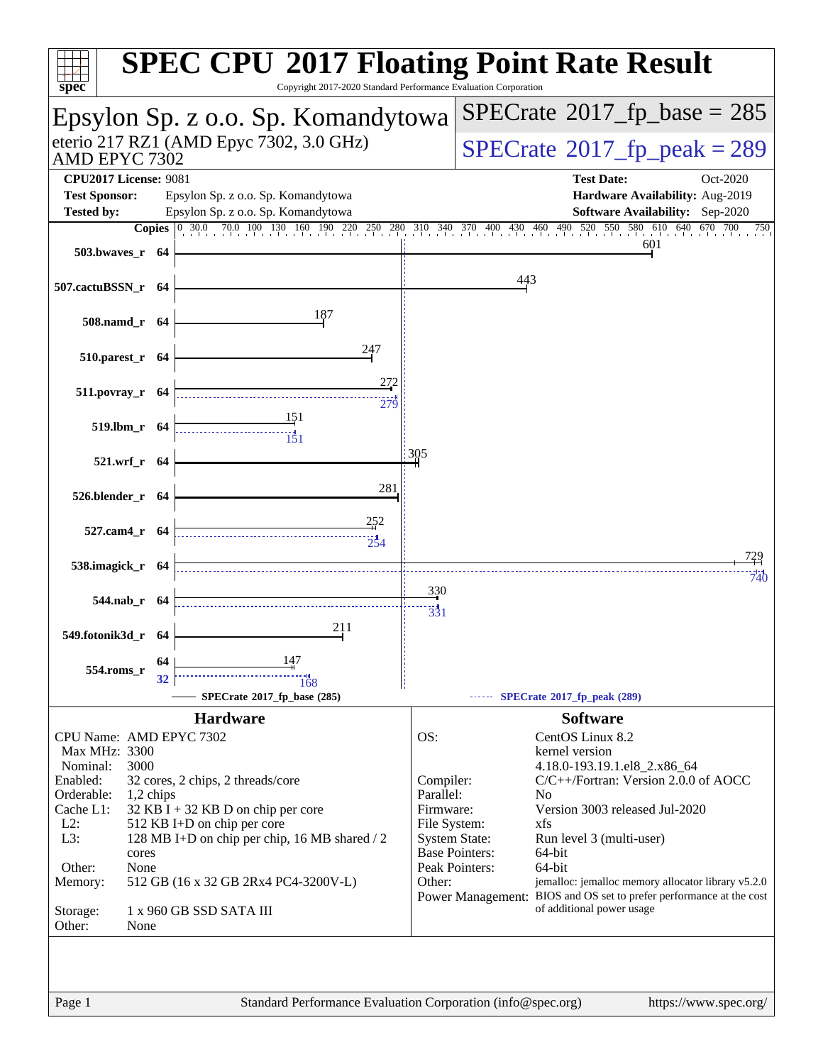# SPEC CPU 2017 Floating Point Rate Result

Copyright 2017-2020 Standard Performance Evaluation Corporation

## Epsylon Sp. z o.o. Sp. Komandytowa

eterio 217 RZ1 (AMD Epyc 7302, 3.0 GHz)
AMD EPYC 7302

SPECrate 2017_fp_base = 285

SPECrate 2017_fp_peak = 289

**CPU2017 License:** 9081
**Test Sponsor:** Epsylon Sp. z o.o. Sp. Komandytowa
**Tested by:** Epsylon Sp. z o.o. Sp. Komandytowa

**Test Date:** Oct-2020
**Hardware Availability:** Aug-2019
**Software Availability:** Sep-2020

| Benchmark | Copies | Base | Peak |
|---|---|---|---|
| 503.bwaves_r | 64 | 601 | |
| 507.cactuBSSN_r | 64 | 443 | |
| 508.namd_r | 64 | 187 | |
| 510.parest_r | 64 | 247 | |
| 511.povray_r | 64 | 272 | 279 |
| 519.lbm_r | 64 | 151 | 151 |
| 521.wrf_r | 64 | 305 | |
| 526.blender_r | 64 | 281 | |
| 527.cam4_r | 64 | 252 | 254 |
| 538.imagick_r | 64 | 729 | 740 |
| 544.nab_r | 64 | 330 | 331 |
| 549.fotonik3d_r | 64 | 211 | |
| 554.roms_r | 64 (base) / 32 (peak) | 147 | 168 |

SPECrate 2017_fp_base (285) — SPECrate 2017_fp_peak (289)

### Hardware

| | |
|---|---|
| CPU Name: | AMD EPYC 7302 |
| Max MHz: | 3300 |
| Nominal: | 3000 |
| Enabled: | 32 cores, 2 chips, 2 threads/core |
| Orderable: | 1,2 chips |
| Cache L1: | 32 KB I + 32 KB D on chip per core |
| L2: | 512 KB I+D on chip per core |
| L3: | 128 MB I+D on chip per chip, 16 MB shared / 2 cores |
| Other: | None |
| Memory: | 512 GB (16 x 32 GB 2Rx4 PC4-3200V-L) |
| Storage: | 1 x 960 GB SSD SATA III |
| Other: | None |

### Software

| | |
|---|---|
| OS: | CentOS Linux 8.2 kernel version 4.18.0-193.19.1.el8_2.x86_64 |
| Compiler: | C/C++/Fortran: Version 2.0.0 of AOCC |
| Parallel: | No |
| Firmware: | Version 3003 released Jul-2020 |
| File System: | xfs |
| System State: | Run level 3 (multi-user) |
| Base Pointers: | 64-bit |
| Peak Pointers: | 64-bit |
| Other: | jemalloc: jemalloc memory allocator library v5.2.0 |
| Power Management: | BIOS and OS set to prefer performance at the cost of additional power usage |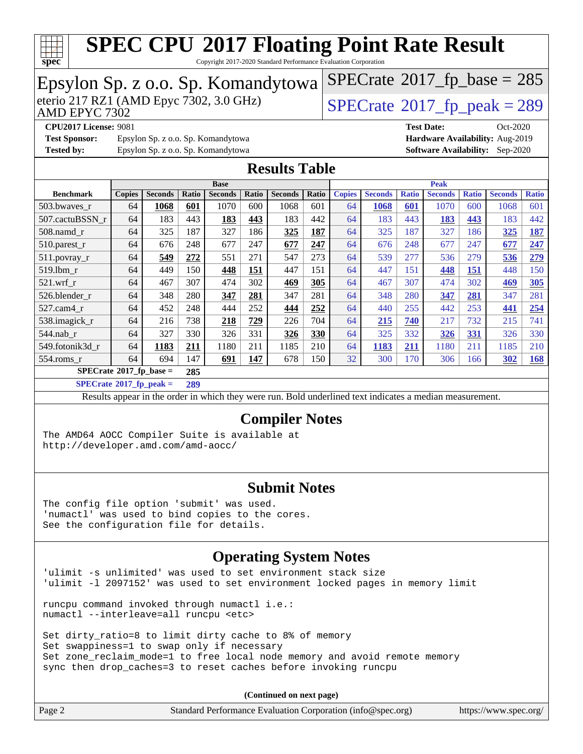# SPEC CPU 2017 Floating Point Rate Result

Copyright 2017-2020 Standard Performance Evaluation Corporation

## Epsylon Sp. z o.o. Sp. Komandytowa

eterio 217 RZ1 (AMD Epyc 7302, 3.0 GHz)
AMD EPYC 7302

SPECrate 2017_fp_base = 285

SPECrate 2017_fp_peak = 289

**CPU2017 License:** 9081
**Test Sponsor:** Epsylon Sp. z o.o. Sp. Komandytowa
**Tested by:** Epsylon Sp. z o.o. Sp. Komandytowa

**Test Date:** Oct-2020
**Hardware Availability:** Aug-2019
**Software Availability:** Sep-2020

## Results Table

| Benchmark | Base | | | | | | | Peak | | | | | | |
|---|---|---|---|---|---|---|---|---|---|---|---|---|---|---|
| | Copies | Seconds | Ratio | Seconds | Ratio | Seconds | Ratio | Copies | Seconds | Ratio | Seconds | Ratio | Seconds | Ratio |
| 503.bwaves_r | 64 | **1068** | **601** | 1070 | 600 | 1068 | 601 | 64 | **1068** | **601** | 1070 | 600 | 1068 | 601 |
| 507.cactuBSSN_r | 64 | 183 | 443 | **183** | **443** | 183 | 442 | 64 | 183 | 443 | **183** | **443** | 183 | 442 |
| 508.namd_r | 64 | 325 | 187 | 327 | 186 | **325** | **187** | 64 | 325 | 187 | 327 | 186 | **325** | **187** |
| 510.parest_r | 64 | 676 | 248 | 677 | 247 | **677** | **247** | 64 | 676 | 248 | 677 | 247 | **677** | **247** |
| 511.povray_r | 64 | **549** | **272** | 551 | 271 | 547 | 273 | 64 | 539 | 277 | 536 | 279 | **536** | **279** |
| 519.lbm_r | 64 | 449 | 150 | **448** | **151** | 447 | 151 | 64 | 447 | 151 | **448** | **151** | 448 | 150 |
| 521.wrf_r | 64 | 467 | 307 | 474 | 302 | **469** | **305** | 64 | 467 | 307 | 474 | 302 | **469** | **305** |
| 526.blender_r | 64 | 348 | 280 | **347** | **281** | 347 | 281 | 64 | 348 | 280 | **347** | **281** | 347 | 281 |
| 527.cam4_r | 64 | 452 | 248 | 444 | 252 | **444** | **252** | 64 | 440 | 255 | 442 | 253 | **441** | **254** |
| 538.imagick_r | 64 | 216 | 738 | **218** | **729** | 226 | 704 | 64 | **215** | **740** | 217 | 732 | 215 | 741 |
| 544.nab_r | 64 | 327 | 330 | 326 | 331 | **326** | **330** | 64 | 325 | 332 | **326** | **331** | 326 | 330 |
| 549.fotonik3d_r | 64 | **1183** | **211** | 1180 | 211 | 1185 | 210 | 64 | **1183** | **211** | 1180 | 211 | 1185 | 210 |
| 554.roms_r | 64 | 694 | 147 | **691** | **147** | 678 | 150 | 32 | 300 | 170 | 306 | 166 | **302** | **168** |

**SPECrate 2017_fp_base = 285**

**SPECrate 2017_fp_peak = 289**

Results appear in the order in which they were run. Bold underlined text indicates a median measurement.

## Compiler Notes

```
The AMD64 AOCC Compiler Suite is available at
http://developer.amd.com/amd-aocc/
```

## Submit Notes

```
The config file option 'submit' was used.
'numactl' was used to bind copies to the cores.
See the configuration file for details.
```

## Operating System Notes

```
'ulimit -s unlimited' was used to set environment stack size
'ulimit -l 2097152' was used to set environment locked pages in memory limit

runcpu command invoked through numactl i.e.:
numactl --interleave=all runcpu <etc>

Set dirty_ratio=8 to limit dirty cache to 8% of memory
Set swappiness=1 to swap only if necessary
Set zone_reclaim_mode=1 to free local node memory and avoid remote memory
sync then drop_caches=3 to reset caches before invoking runcpu
```

**(Continued on next page)**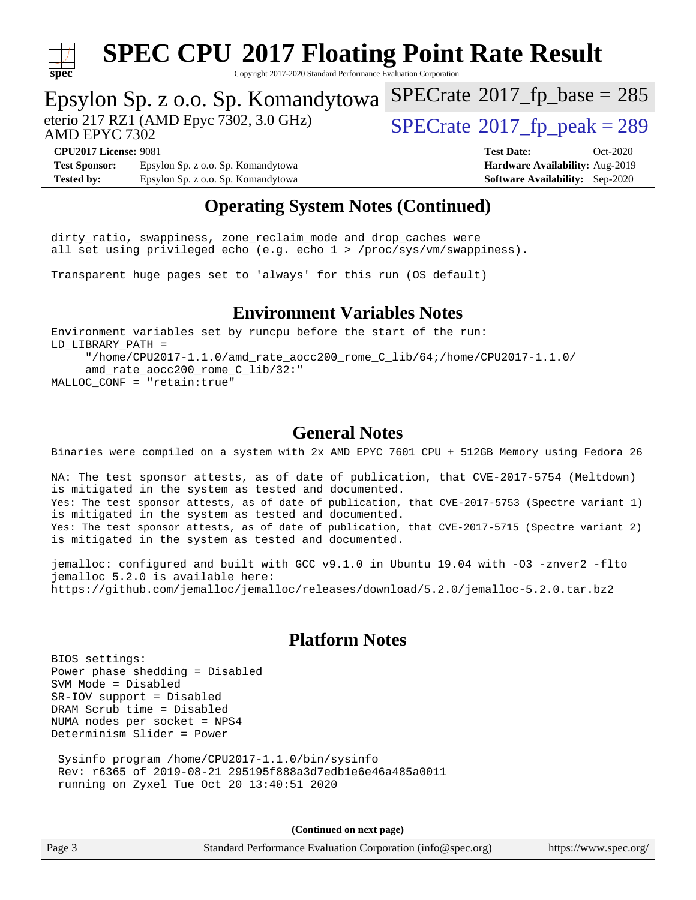# SPEC CPU 2017 Floating Point Rate Result

Copyright 2017-2020 Standard Performance Evaluation Corporation

**Epsylon Sp. z o.o. Sp. Komandytowa**
eterio 217 RZ1 (AMD Epyc 7302, 3.0 GHz)
AMD EPYC 7302

SPECrate 2017_fp_base = 285
SPECrate 2017_fp_peak = 289

**CPU2017 License:** 9081
**Test Sponsor:** Epsylon Sp. z o.o. Sp. Komandytowa
**Tested by:** Epsylon Sp. z o.o. Sp. Komandytowa
**Test Date:** Oct-2020
**Hardware Availability:** Aug-2019
**Software Availability:** Sep-2020

## Operating System Notes (Continued)

```
dirty_ratio, swappiness, zone_reclaim_mode and drop_caches were
all set using privileged echo (e.g. echo 1 > /proc/sys/vm/swappiness).

Transparent huge pages set to 'always' for this run (OS default)
```

## Environment Variables Notes

```
Environment variables set by runcpu before the start of the run:
LD_LIBRARY_PATH =
     "/home/CPU2017-1.1.0/amd_rate_aocc200_rome_C_lib/64;/home/CPU2017-1.1.0/
     amd_rate_aocc200_rome_C_lib/32:"
MALLOC_CONF = "retain:true"
```

## General Notes

```
Binaries were compiled on a system with 2x AMD EPYC 7601 CPU + 512GB Memory using Fedora 26

NA: The test sponsor attests, as of date of publication, that CVE-2017-5754 (Meltdown)
is mitigated in the system as tested and documented.
Yes: The test sponsor attests, as of date of publication, that CVE-2017-5753 (Spectre variant 1)
is mitigated in the system as tested and documented.
Yes: The test sponsor attests, as of date of publication, that CVE-2017-5715 (Spectre variant 2)
is mitigated in the system as tested and documented.

jemalloc: configured and built with GCC v9.1.0 in Ubuntu 19.04 with -O3 -znver2 -flto
jemalloc 5.2.0 is available here:
https://github.com/jemalloc/jemalloc/releases/download/5.2.0/jemalloc-5.2.0.tar.bz2
```

## Platform Notes

```
BIOS settings:
Power phase shedding = Disabled
SVM Mode = Disabled
SR-IOV support = Disabled
DRAM Scrub time = Disabled
NUMA nodes per socket = NPS4
Determinism Slider = Power

 Sysinfo program /home/CPU2017-1.1.0/bin/sysinfo
 Rev: r6365 of 2019-08-21 295195f888a3d7edb1e6e46a485a0011
 running on Zyxel Tue Oct 20 13:40:51 2020
```

**(Continued on next page)**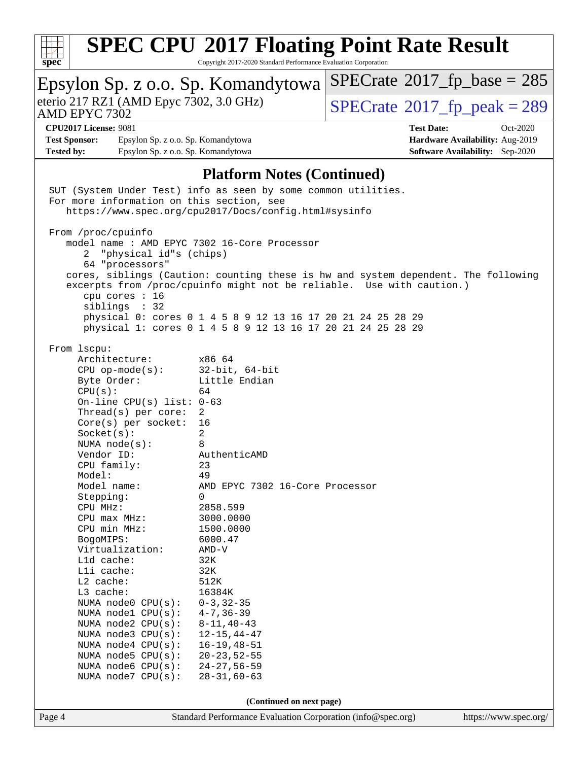## Platform Notes (Continued)

```
SUT (System Under Test) info as seen by some common utilities.
For more information on this section, see
   https://www.spec.org/cpu2017/Docs/config.html#sysinfo

From /proc/cpuinfo
   model name : AMD EPYC 7302 16-Core Processor
      2  "physical id"s (chips)
      64 "processors"
   cores, siblings (Caution: counting these is hw and system dependent. The following
   excerpts from /proc/cpuinfo might not be reliable.  Use with caution.)
      cpu cores : 16
      siblings  : 32
      physical 0: cores 0 1 4 5 8 9 12 13 16 17 20 21 24 25 28 29
      physical 1: cores 0 1 4 5 8 9 12 13 16 17 20 21 24 25 28 29

From lscpu:
     Architecture:        x86_64
     CPU op-mode(s):      32-bit, 64-bit
     Byte Order:          Little Endian
     CPU(s):              64
     On-line CPU(s) list: 0-63
     Thread(s) per core:  2
     Core(s) per socket:  16
     Socket(s):           2
     NUMA node(s):        8
     Vendor ID:           AuthenticAMD
     CPU family:          23
     Model:               49
     Model name:          AMD EPYC 7302 16-Core Processor
     Stepping:            0
     CPU MHz:             2858.599
     CPU max MHz:         3000.0000
     CPU min MHz:         1500.0000
     BogoMIPS:            6000.47
     Virtualization:      AMD-V
     L1d cache:           32K
     L1i cache:           32K
     L2 cache:            512K
     L3 cache:            16384K
     NUMA node0 CPU(s):   0-3,32-35
     NUMA node1 CPU(s):   4-7,36-39
     NUMA node2 CPU(s):   8-11,40-43
     NUMA node3 CPU(s):   12-15,44-47
     NUMA node4 CPU(s):   16-19,48-51
     NUMA node5 CPU(s):   20-23,52-55
     NUMA node6 CPU(s):   24-27,56-59
     NUMA node7 CPU(s):   28-31,60-63
```

**(Continued on next page)**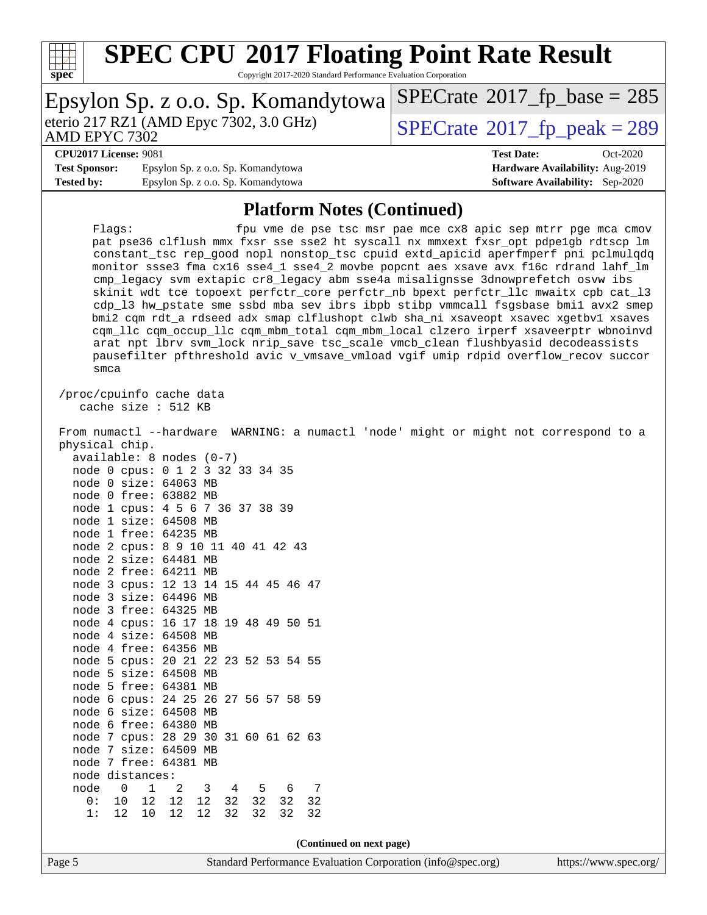# SPEC CPU 2017 Floating Point Rate Result

Copyright 2017-2020 Standard Performance Evaluation Corporation

**Epsylon Sp. z o.o. Sp. Komandytowa**

eterio 217 RZ1 (AMD Epyc 7302, 3.0 GHz)
AMD EPYC 7302

SPECrate 2017_fp_base = 285

SPECrate 2017_fp_peak = 289

| | | | |
|---|---|---|---|
| **CPU2017 License:** | 9081 | **Test Date:** | Oct-2020 |
| **Test Sponsor:** | Epsylon Sp. z o.o. Sp. Komandytowa | **Hardware Availability:** | Aug-2019 |
| **Tested by:** | Epsylon Sp. z o.o. Sp. Komandytowa | **Software Availability:** | Sep-2020 |

## Platform Notes (Continued)

```
     Flags:                fpu vme de pse tsc msr pae mce cx8 apic sep mtrr pge mca cmov
     pat pse36 clflush mmx fxsr sse sse2 ht syscall nx mmxext fxsr_opt pdpe1gb rdtscp lm
     constant_tsc rep_good nopl nonstop_tsc cpuid extd_apicid aperfmperf pni pclmulqdq
     monitor ssse3 fma cx16 sse4_1 sse4_2 movbe popcnt aes xsave avx f16c rdrand lahf_lm
     cmp_legacy svm extapic cr8_legacy abm sse4a misalignsse 3dnowprefetch osvw ibs
     skinit wdt tce topoext perfctr_core perfctr_nb bpext perfctr_llc mwaitx cpb cat_l3
     cdp_l3 hw_pstate sme ssbd mba sev ibrs ibpb stibp vmmcall fsgsbase bmi1 avx2 smep
     bmi2 cqm rdt_a rdseed adx smap clflushopt clwb sha_ni xsaveopt xsavec xgetbv1 xsaves
     cqm_llc cqm_occup_llc cqm_mbm_total cqm_mbm_local clzero irperf xsaveerptr wbnoinvd
     arat npt lbrv svm_lock nrip_save tsc_scale vmcb_clean flushbyasid decodeassists
     pausefilter pfthreshold avic v_vmsave_vmload vgif umip rdpid overflow_recov succor
     smca

 /proc/cpuinfo cache data
    cache size : 512 KB

 From numactl --hardware  WARNING: a numactl 'node' might or might not correspond to a
 physical chip.
   available: 8 nodes (0-7)
   node 0 cpus: 0 1 2 3 32 33 34 35
   node 0 size: 64063 MB
   node 0 free: 63882 MB
   node 1 cpus: 4 5 6 7 36 37 38 39
   node 1 size: 64508 MB
   node 1 free: 64235 MB
   node 2 cpus: 8 9 10 11 40 41 42 43
   node 2 size: 64481 MB
   node 2 free: 64211 MB
   node 3 cpus: 12 13 14 15 44 45 46 47
   node 3 size: 64496 MB
   node 3 free: 64325 MB
   node 4 cpus: 16 17 18 19 48 49 50 51
   node 4 size: 64508 MB
   node 4 free: 64356 MB
   node 5 cpus: 20 21 22 23 52 53 54 55
   node 5 size: 64508 MB
   node 5 free: 64381 MB
   node 6 cpus: 24 25 26 27 56 57 58 59
   node 6 size: 64508 MB
   node 6 free: 64380 MB
   node 7 cpus: 28 29 30 31 60 61 62 63
   node 7 size: 64509 MB
   node 7 free: 64381 MB
   node distances:
   node   0   1   2   3   4   5   6   7
     0:  10  12  12  12  32  32  32  32
     1:  12  10  12  12  32  32  32  32
```

(Continued on next page)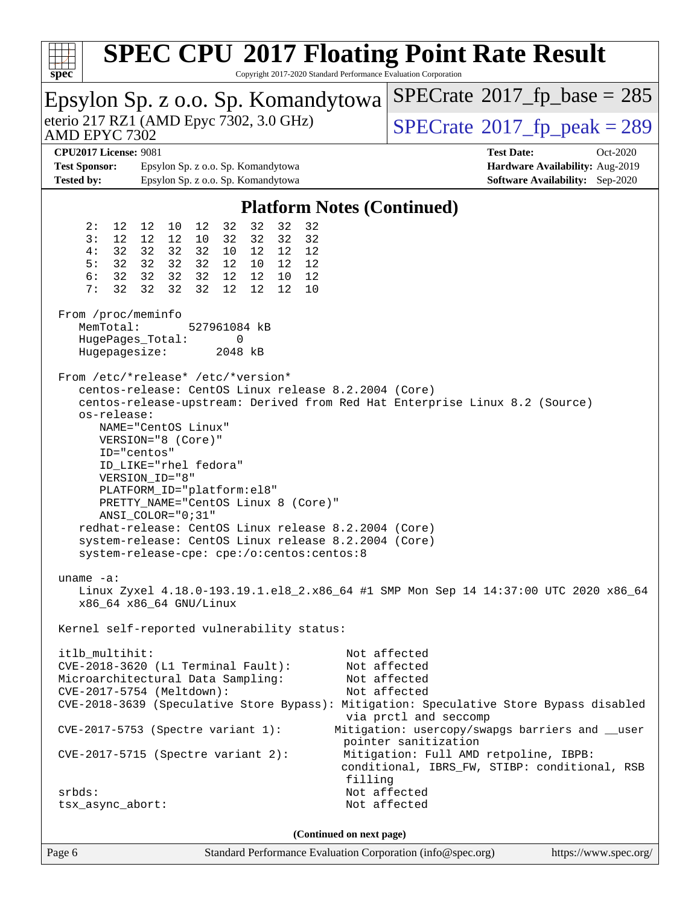# SPEC CPU 2017 Floating Point Rate Result

Copyright 2017-2020 Standard Performance Evaluation Corporation

**Epsylon Sp. z o.o. Sp. Komandytowa**
eterio 217 RZ1 (AMD Epyc 7302, 3.0 GHz)
AMD EPYC 7302

SPECrate 2017_fp_base = 285
SPECrate 2017_fp_peak = 289

| | | | |
|---|---|---|---|
| **CPU2017 License:** 9081 | | **Test Date:** | Oct-2020 |
| **Test Sponsor:** | Epsylon Sp. z o.o. Sp. Komandytowa | **Hardware Availability:** | Aug-2019 |
| **Tested by:** | Epsylon Sp. z o.o. Sp. Komandytowa | **Software Availability:** | Sep-2020 |

## Platform Notes (Continued)

```
     2:  12  12  10  12  32  32  32  32
     3:  12  12  12  10  32  32  32  32
     4:  32  32  32  32  10  12  12  12
     5:  32  32  32  32  12  10  12  12
     6:  32  32  32  32  12  12  10  12
     7:  32  32  32  32  12  12  12  10

 From /proc/meminfo
    MemTotal:       527961084 kB
    HugePages_Total:       0
    Hugepagesize:       2048 kB

 From /etc/*release* /etc/*version*
    centos-release: CentOS Linux release 8.2.2004 (Core)
    centos-release-upstream: Derived from Red Hat Enterprise Linux 8.2 (Source)
    os-release:
       NAME="CentOS Linux"
       VERSION="8 (Core)"
       ID="centos"
       ID_LIKE="rhel fedora"
       VERSION_ID="8"
       PLATFORM_ID="platform:el8"
       PRETTY_NAME="CentOS Linux 8 (Core)"
       ANSI_COLOR="0;31"
    redhat-release: CentOS Linux release 8.2.2004 (Core)
    system-release: CentOS Linux release 8.2.2004 (Core)
    system-release-cpe: cpe:/o:centos:centos:8

 uname -a:
    Linux Zyxel 4.18.0-193.19.1.el8_2.x86_64 #1 SMP Mon Sep 14 14:37:00 UTC 2020 x86_64
    x86_64 x86_64 GNU/Linux

 Kernel self-reported vulnerability status:

 itlb_multihit:                                         Not affected
 CVE-2018-3620 (L1 Terminal Fault):                     Not affected
 Microarchitectural Data Sampling:                      Not affected
 CVE-2017-5754 (Meltdown):                              Not affected
 CVE-2018-3639 (Speculative Store Bypass): Mitigation: Speculative Store Bypass disabled
                                                        via prctl and seccomp
 CVE-2017-5753 (Spectre variant 1):                    Mitigation: usercopy/swapgs barriers and __user
                                                        pointer sanitization
 CVE-2017-5715 (Spectre variant 2):                    Mitigation: Full AMD retpoline, IBPB:
                                                        conditional, IBRS_FW, STIBP: conditional, RSB
                                                        filling
 srbds:                                                 Not affected
 tsx_async_abort:                                       Not affected
```

(Continued on next page)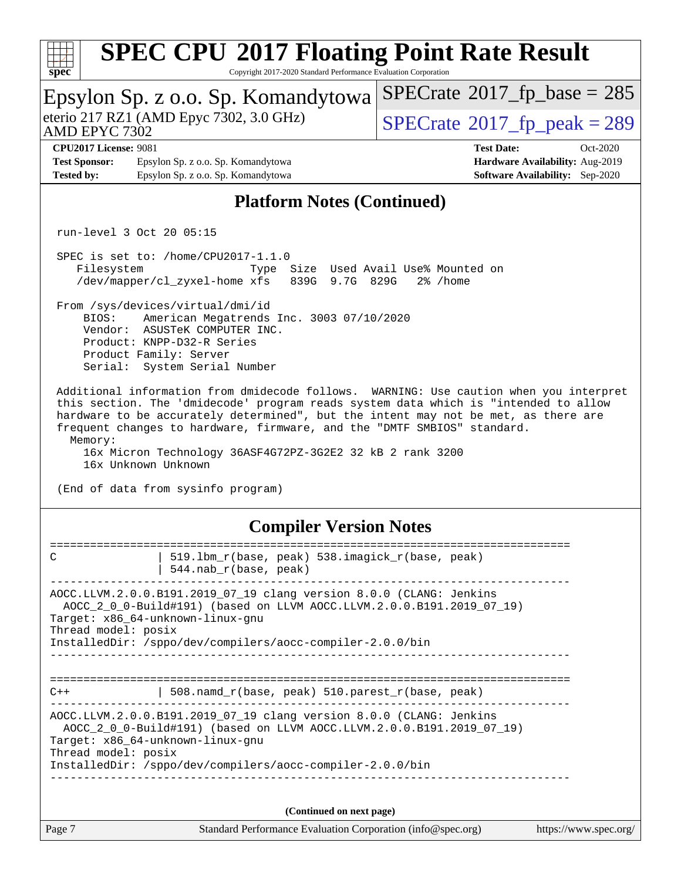## Platform Notes (Continued)

```
run-level 3 Oct 20 05:15

SPEC is set to: /home/CPU2017-1.1.0
   Filesystem                  Type  Size  Used Avail Use% Mounted on
   /dev/mapper/cl_zyxel-home xfs   839G  9.7G  829G   2% /home

From /sys/devices/virtual/dmi/id
    BIOS:    American Megatrends Inc. 3003 07/10/2020
    Vendor:  ASUSTeK COMPUTER INC.
    Product: KNPP-D32-R Series
    Product Family: Server
    Serial:  System Serial Number

Additional information from dmidecode follows.  WARNING: Use caution when you interpret
this section. The 'dmidecode' program reads system data which is "intended to allow
hardware to be accurately determined", but the intent may not be met, as there are
frequent changes to hardware, firmware, and the "DMTF SMBIOS" standard.
  Memory:
    16x Micron Technology 36ASF4G72PZ-3G2E2 32 kB 2 rank 3200
    16x Unknown Unknown

(End of data from sysinfo program)
```

## Compiler Version Notes

```
==============================================================================
C               | 519.lbm_r(base, peak) 538.imagick_r(base, peak)
                | 544.nab_r(base, peak)
------------------------------------------------------------------------------
AOCC.LLVM.2.0.0.B191.2019_07_19 clang version 8.0.0 (CLANG: Jenkins
  AOCC_2_0_0-Build#191) (based on LLVM AOCC.LLVM.2.0.0.B191.2019_07_19)
Target: x86_64-unknown-linux-gnu
Thread model: posix
InstalledDir: /sppo/dev/compilers/aocc-compiler-2.0.0/bin
------------------------------------------------------------------------------

==============================================================================
C++             | 508.namd_r(base, peak) 510.parest_r(base, peak)
------------------------------------------------------------------------------
AOCC.LLVM.2.0.0.B191.2019_07_19 clang version 8.0.0 (CLANG: Jenkins
  AOCC_2_0_0-Build#191) (based on LLVM AOCC.LLVM.2.0.0.B191.2019_07_19)
Target: x86_64-unknown-linux-gnu
Thread model: posix
InstalledDir: /sppo/dev/compilers/aocc-compiler-2.0.0/bin
------------------------------------------------------------------------------
```

**(Continued on next page)**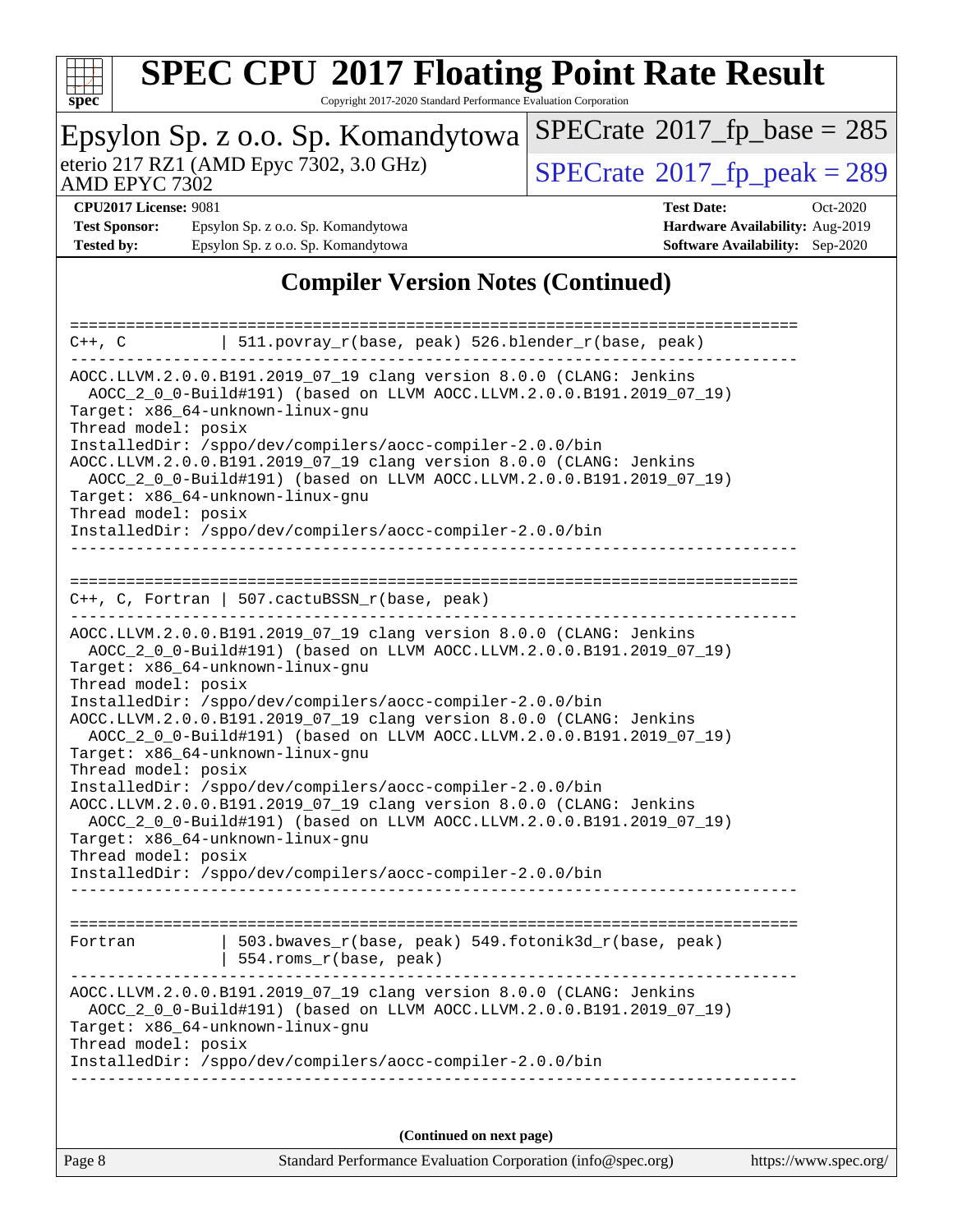## Compiler Version Notes (Continued)

```
==============================================================================
C++, C           | 511.povray_r(base, peak) 526.blender_r(base, peak)
------------------------------------------------------------------------------
AOCC.LLVM.2.0.0.B191.2019_07_19 clang version 8.0.0 (CLANG: Jenkins
  AOCC_2_0_0-Build#191) (based on LLVM AOCC.LLVM.2.0.0.B191.2019_07_19)
Target: x86_64-unknown-linux-gnu
Thread model: posix
InstalledDir: /sppo/dev/compilers/aocc-compiler-2.0.0/bin
AOCC.LLVM.2.0.0.B191.2019_07_19 clang version 8.0.0 (CLANG: Jenkins
  AOCC_2_0_0-Build#191) (based on LLVM AOCC.LLVM.2.0.0.B191.2019_07_19)
Target: x86_64-unknown-linux-gnu
Thread model: posix
InstalledDir: /sppo/dev/compilers/aocc-compiler-2.0.0/bin
------------------------------------------------------------------------------

==============================================================================
C++, C, Fortran | 507.cactuBSSN_r(base, peak)
------------------------------------------------------------------------------
AOCC.LLVM.2.0.0.B191.2019_07_19 clang version 8.0.0 (CLANG: Jenkins
  AOCC_2_0_0-Build#191) (based on LLVM AOCC.LLVM.2.0.0.B191.2019_07_19)
Target: x86_64-unknown-linux-gnu
Thread model: posix
InstalledDir: /sppo/dev/compilers/aocc-compiler-2.0.0/bin
AOCC.LLVM.2.0.0.B191.2019_07_19 clang version 8.0.0 (CLANG: Jenkins
  AOCC_2_0_0-Build#191) (based on LLVM AOCC.LLVM.2.0.0.B191.2019_07_19)
Target: x86_64-unknown-linux-gnu
Thread model: posix
InstalledDir: /sppo/dev/compilers/aocc-compiler-2.0.0/bin
AOCC.LLVM.2.0.0.B191.2019_07_19 clang version 8.0.0 (CLANG: Jenkins
  AOCC_2_0_0-Build#191) (based on LLVM AOCC.LLVM.2.0.0.B191.2019_07_19)
Target: x86_64-unknown-linux-gnu
Thread model: posix
InstalledDir: /sppo/dev/compilers/aocc-compiler-2.0.0/bin
------------------------------------------------------------------------------

==============================================================================
Fortran          | 503.bwaves_r(base, peak) 549.fotonik3d_r(base, peak)
                 | 554.roms_r(base, peak)
------------------------------------------------------------------------------
AOCC.LLVM.2.0.0.B191.2019_07_19 clang version 8.0.0 (CLANG: Jenkins
  AOCC_2_0_0-Build#191) (based on LLVM AOCC.LLVM.2.0.0.B191.2019_07_19)
Target: x86_64-unknown-linux-gnu
Thread model: posix
InstalledDir: /sppo/dev/compilers/aocc-compiler-2.0.0/bin
------------------------------------------------------------------------------
```

(Continued on next page)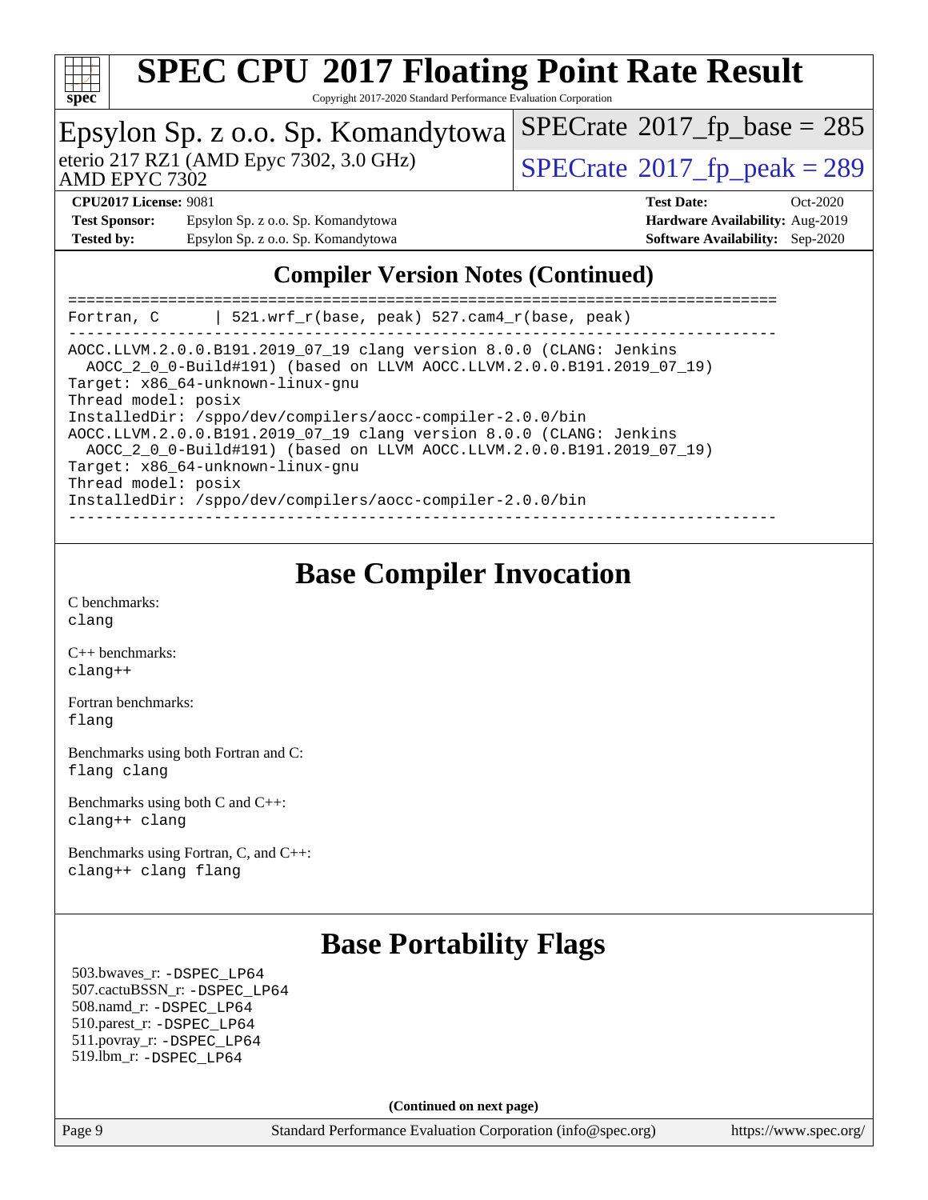## Compiler Version Notes (Continued)

```
==============================================================================
Fortran, C      | 521.wrf_r(base, peak) 527.cam4_r(base, peak)
------------------------------------------------------------------------------
AOCC.LLVM.2.0.0.B191.2019_07_19 clang version 8.0.0 (CLANG: Jenkins
  AOCC_2_0_0-Build#191) (based on LLVM AOCC.LLVM.2.0.0.B191.2019_07_19)
Target: x86_64-unknown-linux-gnu
Thread model: posix
InstalledDir: /sppo/dev/compilers/aocc-compiler-2.0.0/bin
AOCC.LLVM.2.0.0.B191.2019_07_19 clang version 8.0.0 (CLANG: Jenkins
  AOCC_2_0_0-Build#191) (based on LLVM AOCC.LLVM.2.0.0.B191.2019_07_19)
Target: x86_64-unknown-linux-gnu
Thread model: posix
InstalledDir: /sppo/dev/compilers/aocc-compiler-2.0.0/bin
------------------------------------------------------------------------------
```

## Base Compiler Invocation

C benchmarks:
clang

C++ benchmarks:
clang++

Fortran benchmarks:
flang

Benchmarks using both Fortran and C:
flang clang

Benchmarks using both C and C++:
clang++ clang

Benchmarks using Fortran, C, and C++:
clang++ clang flang

## Base Portability Flags

503.bwaves_r: -DSPEC_LP64
507.cactuBSSN_r: -DSPEC_LP64
508.namd_r: -DSPEC_LP64
510.parest_r: -DSPEC_LP64
511.povray_r: -DSPEC_LP64
519.lbm_r: -DSPEC_LP64

(Continued on next page)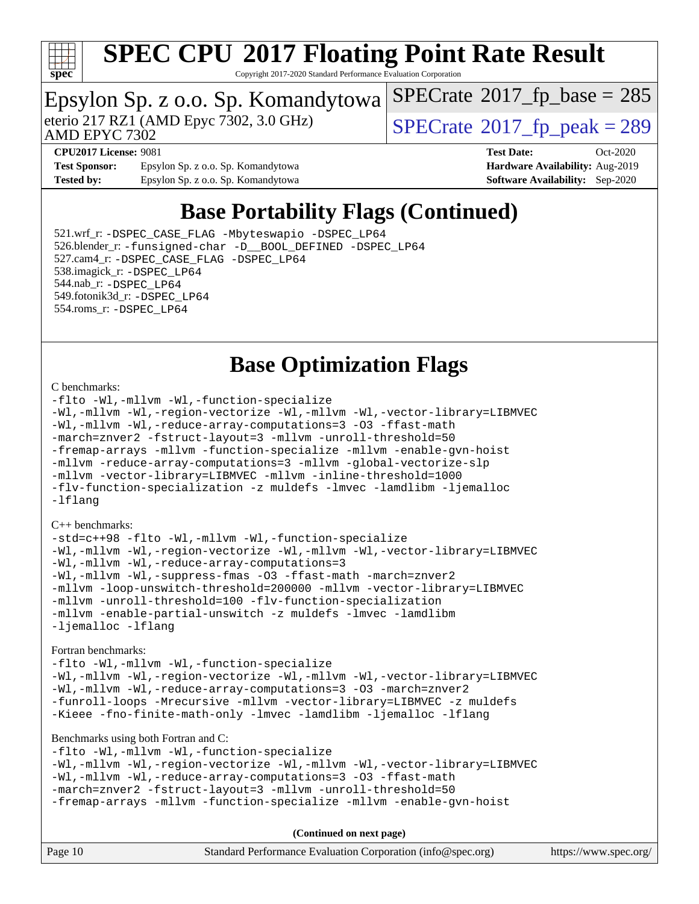# Base Portability Flags (Continued)

521.wrf_r: -DSPEC_CASE_FLAG -Mbyteswapio -DSPEC_LP64
526.blender_r: -funsigned-char -D__BOOL_DEFINED -DSPEC_LP64
527.cam4_r: -DSPEC_CASE_FLAG -DSPEC_LP64
538.imagick_r: -DSPEC_LP64
544.nab_r: -DSPEC_LP64
549.fotonik3d_r: -DSPEC_LP64
554.roms_r: -DSPEC_LP64

# Base Optimization Flags

C benchmarks:

```
-flto -Wl,-mllvm -Wl,-function-specialize
-Wl,-mllvm -Wl,-region-vectorize -Wl,-mllvm -Wl,-vector-library=LIBMVEC
-Wl,-mllvm -Wl,-reduce-array-computations=3 -O3 -ffast-math
-march=znver2 -fstruct-layout=3 -mllvm -unroll-threshold=50
-fremap-arrays -mllvm -function-specialize -mllvm -enable-gvn-hoist
-mllvm -reduce-array-computations=3 -mllvm -global-vectorize-slp
-mllvm -vector-library=LIBMVEC -mllvm -inline-threshold=1000
-flv-function-specialization -z muldefs -lmvec -lamdlibm -ljemalloc
-lflang
```

C++ benchmarks:

```
-std=c++98 -flto -Wl,-mllvm -Wl,-function-specialize
-Wl,-mllvm -Wl,-region-vectorize -Wl,-mllvm -Wl,-vector-library=LIBMVEC
-Wl,-mllvm -Wl,-reduce-array-computations=3
-Wl,-mllvm -Wl,-suppress-fmas -O3 -ffast-math -march=znver2
-mllvm -loop-unswitch-threshold=200000 -mllvm -vector-library=LIBMVEC
-mllvm -unroll-threshold=100 -flv-function-specialization
-mllvm -enable-partial-unswitch -z muldefs -lmvec -lamdlibm
-ljemalloc -lflang
```

Fortran benchmarks:

```
-flto -Wl,-mllvm -Wl,-function-specialize
-Wl,-mllvm -Wl,-region-vectorize -Wl,-mllvm -Wl,-vector-library=LIBMVEC
-Wl,-mllvm -Wl,-reduce-array-computations=3 -O3 -march=znver2
-funroll-loops -Mrecursive -mllvm -vector-library=LIBMVEC -z muldefs
-Kieee -fno-finite-math-only -lmvec -lamdlibm -ljemalloc -lflang
```

Benchmarks using both Fortran and C:

```
-flto -Wl,-mllvm -Wl,-function-specialize
-Wl,-mllvm -Wl,-region-vectorize -Wl,-mllvm -Wl,-vector-library=LIBMVEC
-Wl,-mllvm -Wl,-reduce-array-computations=3 -O3 -ffast-math
-march=znver2 -fstruct-layout=3 -mllvm -unroll-threshold=50
-fremap-arrays -mllvm -function-specialize -mllvm -enable-gvn-hoist
```

**(Continued on next page)**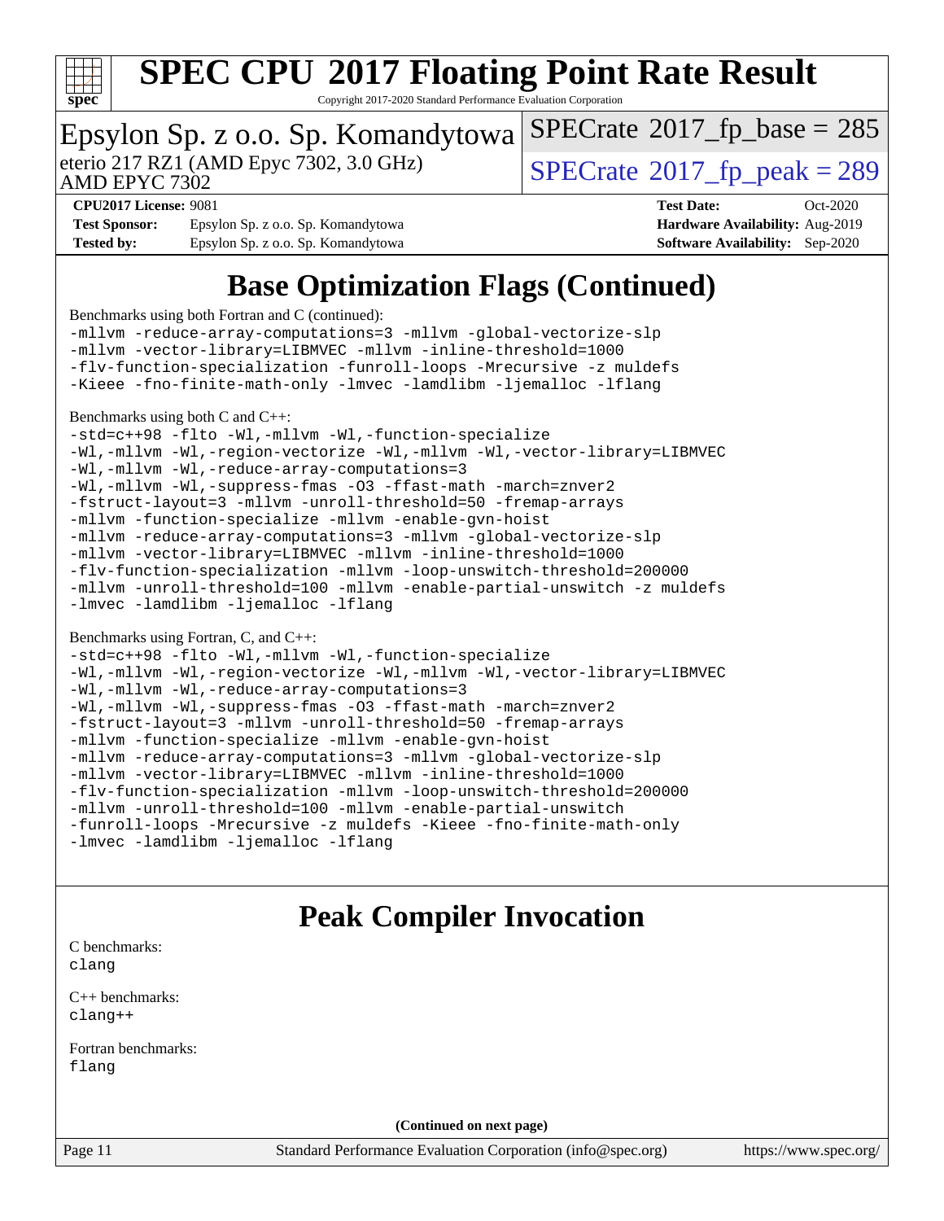# Base Optimization Flags (Continued)

Benchmarks using both Fortran and C (continued):

```
-mllvm -reduce-array-computations=3 -mllvm -global-vectorize-slp
-mllvm -vector-library=LIBMVEC -mllvm -inline-threshold=1000
-flv-function-specialization -funroll-loops -Mrecursive -z muldefs
-Kieee -fno-finite-math-only -lmvec -lamdlibm -ljemalloc -lflang
```

Benchmarks using both C and C++:

```
-std=c++98 -flto -Wl,-mllvm -Wl,-function-specialize
-Wl,-mllvm -Wl,-region-vectorize -Wl,-mllvm -Wl,-vector-library=LIBMVEC
-Wl,-mllvm -Wl,-reduce-array-computations=3
-Wl,-mllvm -Wl,-suppress-fmas -O3 -ffast-math -march=znver2
-fstruct-layout=3 -mllvm -unroll-threshold=50 -fremap-arrays
-mllvm -function-specialize -mllvm -enable-gvn-hoist
-mllvm -reduce-array-computations=3 -mllvm -global-vectorize-slp
-mllvm -vector-library=LIBMVEC -mllvm -inline-threshold=1000
-flv-function-specialization -mllvm -loop-unswitch-threshold=200000
-mllvm -unroll-threshold=100 -mllvm -enable-partial-unswitch -z muldefs
-lmvec -lamdlibm -ljemalloc -lflang
```

Benchmarks using Fortran, C, and C++:

```
-std=c++98 -flto -Wl,-mllvm -Wl,-function-specialize
-Wl,-mllvm -Wl,-region-vectorize -Wl,-mllvm -Wl,-vector-library=LIBMVEC
-Wl,-mllvm -Wl,-reduce-array-computations=3
-Wl,-mllvm -Wl,-suppress-fmas -O3 -ffast-math -march=znver2
-fstruct-layout=3 -mllvm -unroll-threshold=50 -fremap-arrays
-mllvm -function-specialize -mllvm -enable-gvn-hoist
-mllvm -reduce-array-computations=3 -mllvm -global-vectorize-slp
-mllvm -vector-library=LIBMVEC -mllvm -inline-threshold=1000
-flv-function-specialization -mllvm -loop-unswitch-threshold=200000
-mllvm -unroll-threshold=100 -mllvm -enable-partial-unswitch
-funroll-loops -Mrecursive -z muldefs -Kieee -fno-finite-math-only
-lmvec -lamdlibm -ljemalloc -lflang
```

# Peak Compiler Invocation

C benchmarks:
clang

C++ benchmarks:
clang++

Fortran benchmarks:
flang

**(Continued on next page)**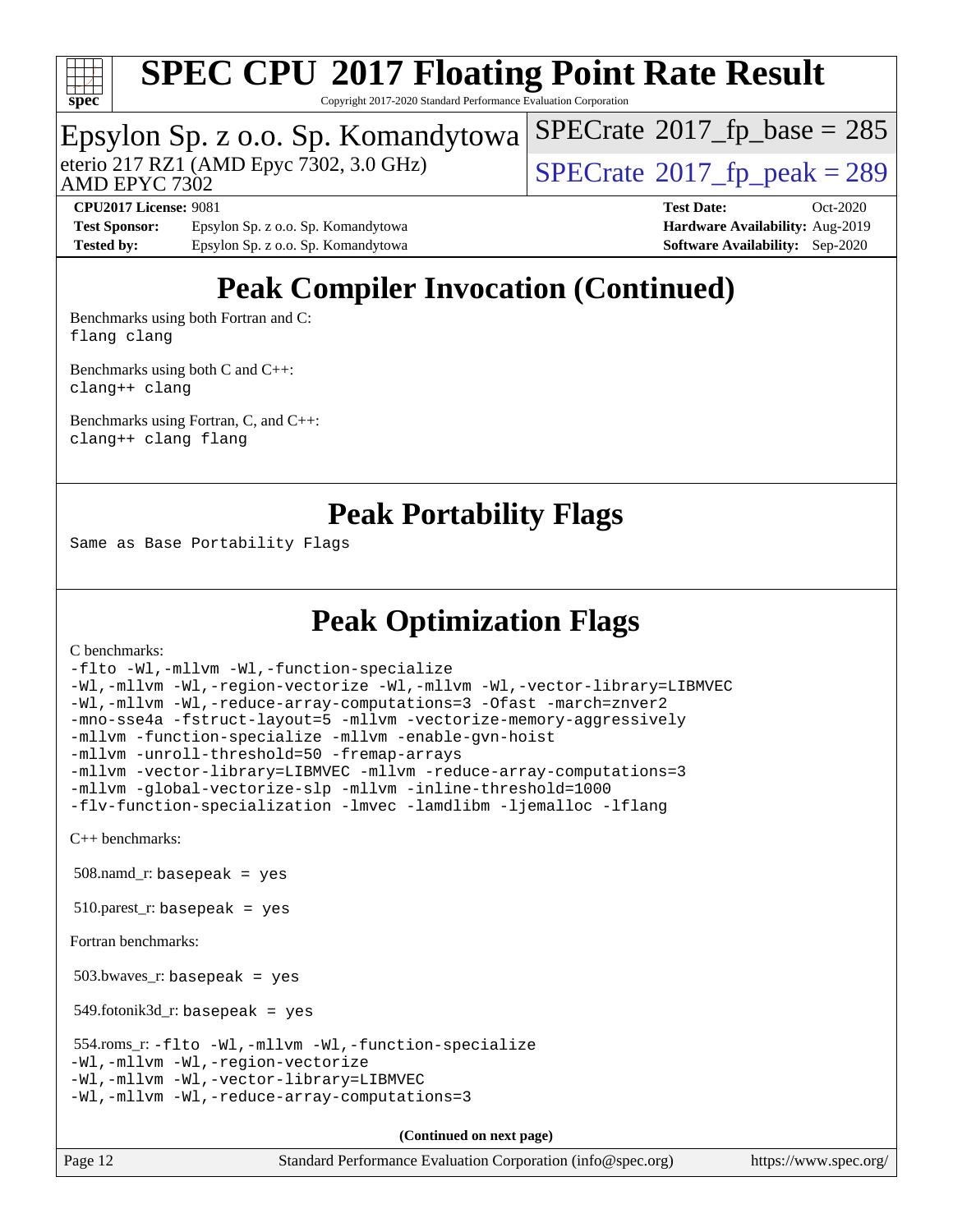# Peak Compiler Invocation (Continued)

Benchmarks using both Fortran and C:
```
flang clang
```

Benchmarks using both C and C++:
```
clang++ clang
```

Benchmarks using Fortran, C, and C++:
```
clang++ clang flang
```

# Peak Portability Flags

Same as Base Portability Flags

# Peak Optimization Flags

C benchmarks:
```
-flto -Wl,-mllvm -Wl,-function-specialize
-Wl,-mllvm -Wl,-region-vectorize -Wl,-mllvm -Wl,-vector-library=LIBMVEC
-Wl,-mllvm -Wl,-reduce-array-computations=3 -Ofast -march=znver2
-mno-sse4a -fstruct-layout=5 -mllvm -vectorize-memory-aggressively
-mllvm -function-specialize -mllvm -enable-gvn-hoist
-mllvm -unroll-threshold=50 -fremap-arrays
-mllvm -vector-library=LIBMVEC -mllvm -reduce-array-computations=3
-mllvm -global-vectorize-slp -mllvm -inline-threshold=1000
-flv-function-specialization -lmvec -lamdlibm -ljemalloc -lflang
```

C++ benchmarks:

508.namd_r: `basepeak = yes`

510.parest_r: `basepeak = yes`

Fortran benchmarks:

503.bwaves_r: `basepeak = yes`

549.fotonik3d_r: `basepeak = yes`

554.roms_r: 
```
-flto -Wl,-mllvm -Wl,-function-specialize
-Wl,-mllvm -Wl,-region-vectorize
-Wl,-mllvm -Wl,-vector-library=LIBMVEC
-Wl,-mllvm -Wl,-reduce-array-computations=3
```

(Continued on next page)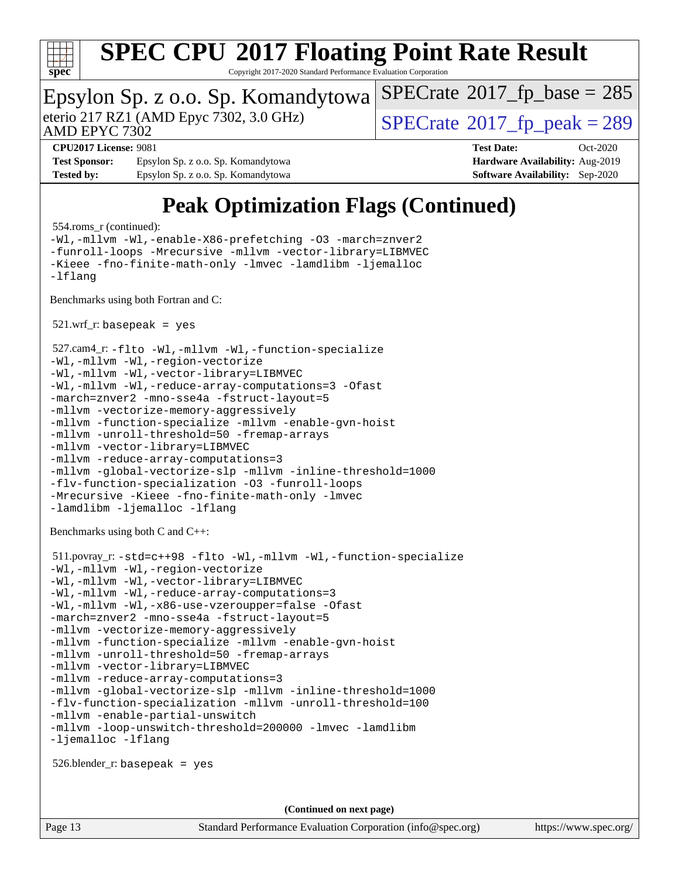# Peak Optimization Flags (Continued)

554.roms_r (continued):

```
-Wl,-mllvm -Wl,-enable-X86-prefetching -O3 -march=znver2
-funroll-loops -Mrecursive -mllvm -vector-library=LIBMVEC
-Kieee -fno-finite-math-only -lmvec -lamdlibm -ljemalloc
-lflang
```

Benchmarks using both Fortran and C:

521.wrf_r: `basepeak = yes`

527.cam4_r:

```
-flto -Wl,-mllvm -Wl,-function-specialize
-Wl,-mllvm -Wl,-region-vectorize
-Wl,-mllvm -Wl,-vector-library=LIBMVEC
-Wl,-mllvm -Wl,-reduce-array-computations=3 -Ofast
-march=znver2 -mno-sse4a -fstruct-layout=5
-mllvm -vectorize-memory-aggressively
-mllvm -function-specialize -mllvm -enable-gvn-hoist
-mllvm -unroll-threshold=50 -fremap-arrays
-mllvm -vector-library=LIBMVEC
-mllvm -reduce-array-computations=3
-mllvm -global-vectorize-slp -mllvm -inline-threshold=1000
-flv-function-specialization -O3 -funroll-loops
-Mrecursive -Kieee -fno-finite-math-only -lmvec
-lamdlibm -ljemalloc -lflang
```

Benchmarks using both C and C++:

511.povray_r:

```
-std=c++98 -flto -Wl,-mllvm -Wl,-function-specialize
-Wl,-mllvm -Wl,-region-vectorize
-Wl,-mllvm -Wl,-vector-library=LIBMVEC
-Wl,-mllvm -Wl,-reduce-array-computations=3
-Wl,-mllvm -Wl,-x86-use-vzeroupper=false -Ofast
-march=znver2 -mno-sse4a -fstruct-layout=5
-mllvm -vectorize-memory-aggressively
-mllvm -function-specialize -mllvm -enable-gvn-hoist
-mllvm -unroll-threshold=50 -fremap-arrays
-mllvm -vector-library=LIBMVEC
-mllvm -reduce-array-computations=3
-mllvm -global-vectorize-slp -mllvm -inline-threshold=1000
-flv-function-specialization -mllvm -unroll-threshold=100
-mllvm -enable-partial-unswitch
-mllvm -loop-unswitch-threshold=200000 -lmvec -lamdlibm
-ljemalloc -lflang
```

526.blender_r: `basepeak = yes`

**(Continued on next page)**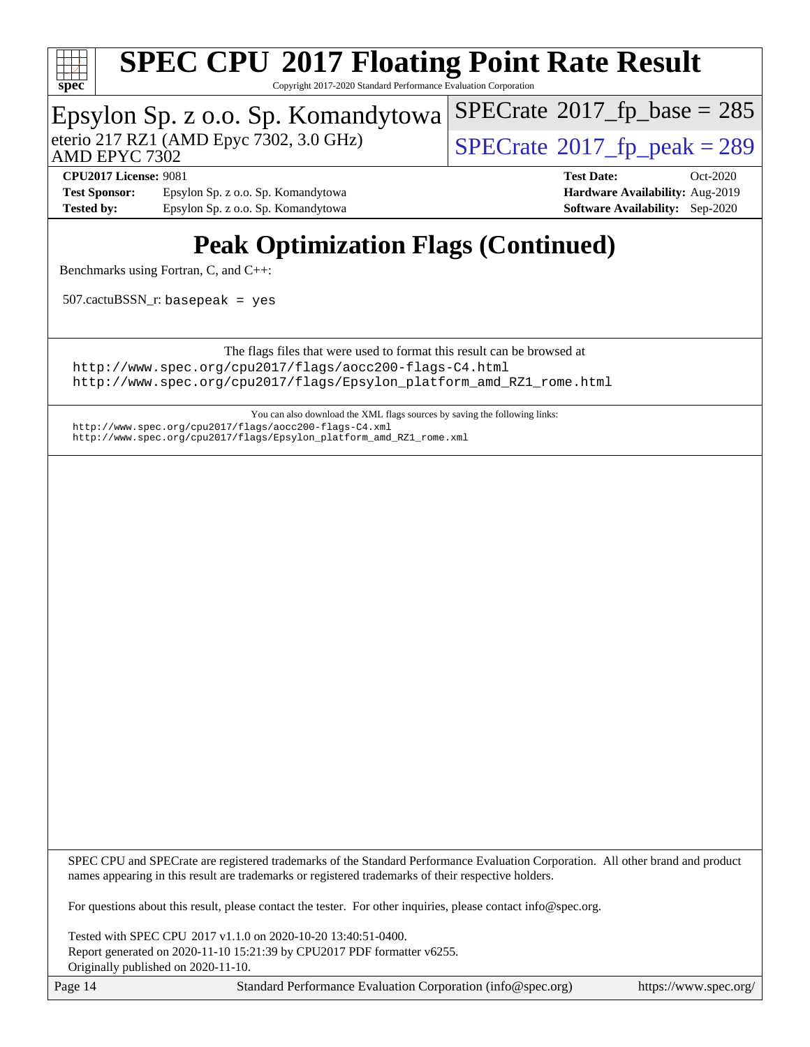# Peak Optimization Flags (Continued)

Benchmarks using Fortran, C, and C++:

507.cactuBSSN_r: basepeak = yes

The flags files that were used to format this result can be browsed at
http://www.spec.org/cpu2017/flags/aocc200-flags-C4.html
http://www.spec.org/cpu2017/flags/Epsylon_platform_amd_RZ1_rome.html

You can also download the XML flags sources by saving the following links:
http://www.spec.org/cpu2017/flags/aocc200-flags-C4.xml
http://www.spec.org/cpu2017/flags/Epsylon_platform_amd_RZ1_rome.xml

SPEC CPU and SPECrate are registered trademarks of the Standard Performance Evaluation Corporation. All other brand and product names appearing in this result are trademarks or registered trademarks of their respective holders.

For questions about this result, please contact the tester. For other inquiries, please contact info@spec.org.

Tested with SPEC CPU 2017 v1.1.0 on 2020-10-20 13:40:51-0400.
Report generated on 2020-11-10 15:21:39 by CPU2017 PDF formatter v6255.
Originally published on 2020-11-10.